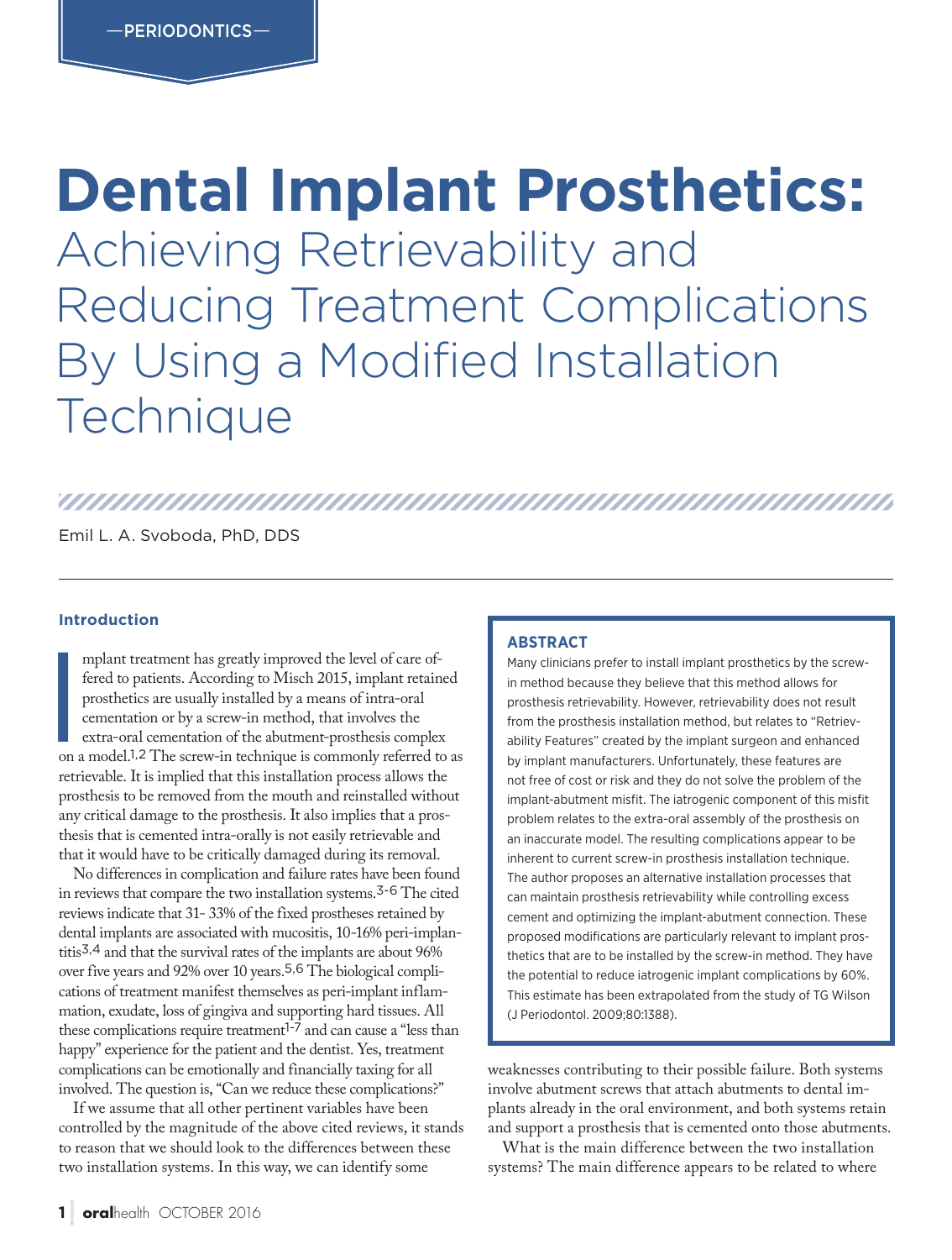—PERIODONTICS—

# Dental Implant Prosthetics: Achieving Retrievability and Reducing Treatment Complications By Using a Modified Installation Technique

Emil L. A. Svoboda, PhD, DDS

### ABSTRACT

Many clinicians prefer to install implant prosthetics by the screw-in method because they believe that this method allows for prosthesis retrievability. However, retrievability does not result from the prosthesis installation method, but relates to "Retrievability Features" created by the implant surgeon and enhanced by implant manufacturers. Unfortunately, these features are not free of cost or risk and they do not solve the problem of the implant-abutment misfit. The iatrogenic component of this misfit problem relates to the extra-oral assembly of the prosthesis on an inaccurate model. The resulting complications appear to be inherent to current screw-in prosthesis installation technique. The author proposes an alternative installation processes that can maintain prosthesis retrievability while controlling excess cement and optimizing the implant-abutment connection. These proposed modifications are particularly relevant to implant prosthetics that are to be installed by the screw-in method. They have the potential to reduce iatrogenic implant complications by 60%. This estimate has been extrapolated from the study of TG Wilson (J Periodontol. 2009;80:1388).

### Introduction

Implant treatment has greatly improved the level of care offered to patients. According to Misch 2015, implant retained prosthetics are usually installed by a means of intra-oral cementation or by a screw-in method, that involves the extra-oral cementation of the abutment-prosthesis complex on a model.[1,2] The screw-in technique is commonly referred to as retrievable. It is implied that this installation process allows the prosthesis to be removed from the mouth and reinstalled without any critical damage to the prosthesis. It also implies that a prosthesis that is cemented intra-orally is not easily retrievable and that it would have to be critically damaged during its removal.

No differences in complication and failure rates have been found in reviews that compare the two installation systems.[3-6] The cited reviews indicate that 31- 33% of the fixed prostheses retained by dental implants are associated with mucositis, 10-16% peri-implantitis[3,4] and that the survival rates of the implants are about 96% over five years and 92% over 10 years.[5,6] The biological complications of treatment manifest themselves as peri-implant inflammation, exudate, loss of gingiva and supporting hard tissues. All these complications require treatment[1-7] and can cause a "less than happy" experience for the patient and the dentist. Yes, treatment complications can be emotionally and financially taxing for all involved. The question is, "Can we reduce these complications?"

If we assume that all other pertinent variables have been controlled by the magnitude of the above cited reviews, it stands to reason that we should look to the differences between these two installation systems. In this way, we can identify some weaknesses contributing to their possible failure. Both systems involve abutment screws that attach abutments to dental implants already in the oral environment, and both systems retain and support a prosthesis that is cemented onto those abutments.

What is the main difference between the two installation systems? The main difference appears to be related to where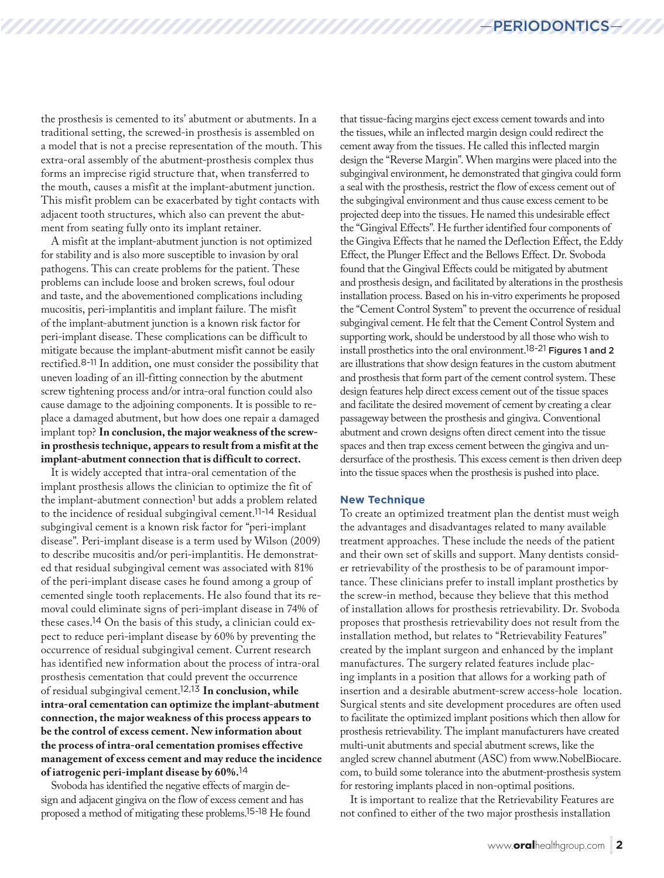the prosthesis is cemented to its' abutment or abutments. In a traditional setting, the screwed-in prosthesis is assembled on a model that is not a precise representation of the mouth. This extra-oral assembly of the abutment-prosthesis complex thus forms an imprecise rigid structure that, when transferred to the mouth, causes a misfit at the implant-abutment junction. This misfit problem can be exacerbated by tight contacts with adjacent tooth structures, which also can prevent the abutment from seating fully onto its implant retainer.

A misfit at the implant-abutment junction is not optimized for stability and is also more susceptible to invasion by oral pathogens. This can create problems for the patient. These problems can include loose and broken screws, foul odour and taste, and the abovementioned complications including mucositis, peri-implantitis and implant failure. The misfit of the implant-abutment junction is a known risk factor for peri-implant disease. These complications can be difficult to mitigate because the implant-abutment misfit cannot be easily rectified.[8-11] In addition, one must consider the possibility that uneven loading of an ill-fitting connection by the abutment screw tightening process and/or intra-oral function could also cause damage to the adjoining components. It is possible to replace a damaged abutment, but how does one repair a damaged implant top? **In conclusion, the major weakness of the screw-in prosthesis technique, appears to result from a misfit at the implant-abutment connection that is difficult to correct.**

It is widely accepted that intra-oral cementation of the implant prosthesis allows the clinician to optimize the fit of the implant-abutment connection[1] but adds a problem related to the incidence of residual subgingival cement.[11-14] Residual subgingival cement is a known risk factor for "peri-implant disease". Peri-implant disease is a term used by Wilson (2009) to describe mucositis and/or peri-implantitis. He demonstrated that residual subgingival cement was associated with 81% of the peri-implant disease cases he found among a group of cemented single tooth replacements. He also found that its removal could eliminate signs of peri-implant disease in 74% of these cases.[14] On the basis of this study, a clinician could expect to reduce peri-implant disease by 60% by preventing the occurrence of residual subgingival cement. Current research has identified new information about the process of intra-oral prosthesis cementation that could prevent the occurrence of residual subgingival cement.[12,13] **In conclusion, while intra-oral cementation can optimize the implant-abutment connection, the major weakness of this process appears to be the control of excess cement. New information about the process of intra-oral cementation promises effective management of excess cement and may reduce the incidence of iatrogenic peri-implant disease by 60%.**[14]

Svoboda has identified the negative effects of margin design and adjacent gingiva on the flow of excess cement and has proposed a method of mitigating these problems.[15-18] He found that tissue-facing margins eject excess cement towards and into the tissues, while an inflected margin design could redirect the cement away from the tissues. He called this inflected margin design the "Reverse Margin". When margins were placed into the subgingival environment, he demonstrated that gingiva could form a seal with the prosthesis, restrict the flow of excess cement out of the subgingival environment and thus cause excess cement to be projected deep into the tissues. He named this undesirable effect the "Gingival Effects". He further identified four components of the Gingiva Effects that he named the Deflection Effect, the Eddy Effect, the Plunger Effect and the Bellows Effect. Dr. Svoboda found that the Gingival Effects could be mitigated by abutment and prosthesis design, and facilitated by alterations in the prosthesis installation process. Based on his in-vitro experiments he proposed the "Cement Control System" to prevent the occurrence of residual subgingival cement. He felt that the Cement Control System and supporting work, should be understood by all those who wish to install prosthetics into the oral environment.[18-21] **Figures 1 and 2** are illustrations that show design features in the custom abutment and prosthesis that form part of the cement control system. These design features help direct excess cement out of the tissue spaces and facilitate the desired movement of cement by creating a clear passageway between the prosthesis and gingiva. Conventional abutment and crown designs often direct cement into the tissue spaces and then trap excess cement between the gingiva and undersurface of the prosthesis. This excess cement is then driven deep into the tissue spaces when the prosthesis is pushed into place.

## New Technique

To create an optimized treatment plan the dentist must weigh the advantages and disadvantages related to many available treatment approaches. These include the needs of the patient and their own set of skills and support. Many dentists consider retrievability of the prosthesis to be of paramount importance. These clinicians prefer to install implant prosthetics by the screw-in method, because they believe that this method of installation allows for prosthesis retrievability. Dr. Svoboda proposes that prosthesis retrievability does not result from the installation method, but relates to "Retrievability Features" created by the implant surgeon and enhanced by the implant manufactures. The surgery related features include placing implants in a position that allows for a working path of insertion and a desirable abutment-screw access-hole location. Surgical stents and site development procedures are often used to facilitate the optimized implant positions which then allow for prosthesis retrievability. The implant manufacturers have created multi-unit abutments and special abutment screws, like the angled screw channel abutment (ASC) from www.NobelBiocare.com, to build some tolerance into the abutment-prosthesis system for restoring implants placed in non-optimal positions.

It is important to realize that the Retrievability Features are not confined to either of the two major prosthesis installation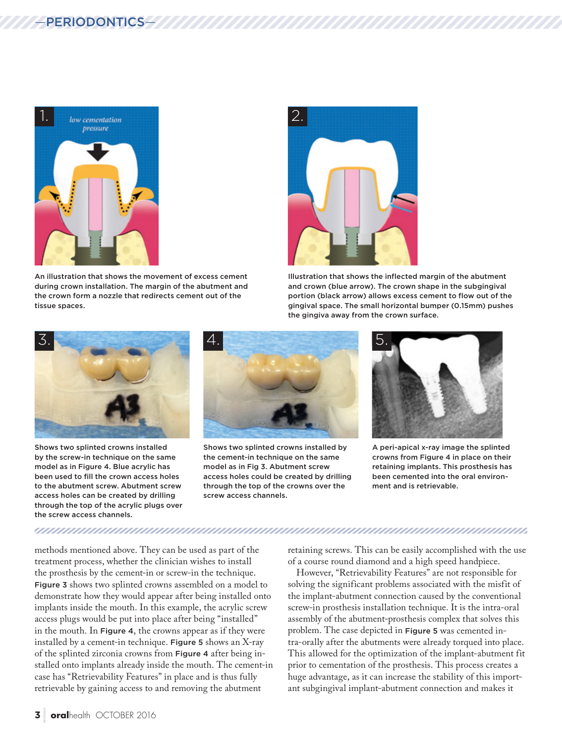1.

low cementation pressure

An illustration that shows the movement of excess cement during crown installation. The margin of the abutment and the crown form a nozzle that redirects cement out of the tissue spaces.

2.

Illustration that shows the inflected margin of the abutment and crown (blue arrow). The crown shape in the subgingival portion (black arrow) allows excess cement to flow out of the gingival space. The small horizontal bumper (0.15mm) pushes the gingiva away from the crown surface.

3.

Shows two splinted crowns installed by the screw-in technique on the same model as in Figure 4. Blue acrylic has been used to fill the crown access holes to the abutment screw. Abutment screw access holes can be created by drilling through the top of the acrylic plugs over the screw access channels.

4.

Shows two splinted crowns installed by the cement-in technique on the same model as in Fig 3. Abutment screw access holes could be created by drilling through the top of the crowns over the screw access channels.

5.

A peri-apical x-ray image the splinted crowns from Figure 4 in place on their retaining implants. This prosthesis has been cemented into the oral environment and is retrievable.

methods mentioned above. They can be used as part of the treatment process, whether the clinician wishes to install the prosthesis by the cement-in or screw-in the technique. **Figure 3** shows two splinted crowns assembled on a model to demonstrate how they would appear after being installed onto implants inside the mouth. In this example, the acrylic screw access plugs would be put into place after being "installed" in the mouth. In **Figure 4**, the crowns appear as if they were installed by a cement-in technique. **Figure 5** shows an X-ray of the splinted zirconia crowns from **Figure 4** after being installed onto implants already inside the mouth. The cement-in case has "Retrievability Features" in place and is thus fully retrievable by gaining access to and removing the abutment retaining screws. This can be easily accomplished with the use of a course round diamond and a high speed handpiece.

However, "Retrievability Features" are not responsible for solving the significant problems associated with the misfit of the implant-abutment connection caused by the conventional screw-in prosthesis installation technique. It is the intra-oral assembly of the abutment-prosthesis complex that solves this problem. The case depicted in **Figure 5** was cemented intra-orally after the abutments were already torqued into place. This allowed for the optimization of the implant-abutment fit prior to cementation of the prosthesis. This process creates a huge advantage, as it can increase the stability of this important subgingival implant-abutment connection and makes it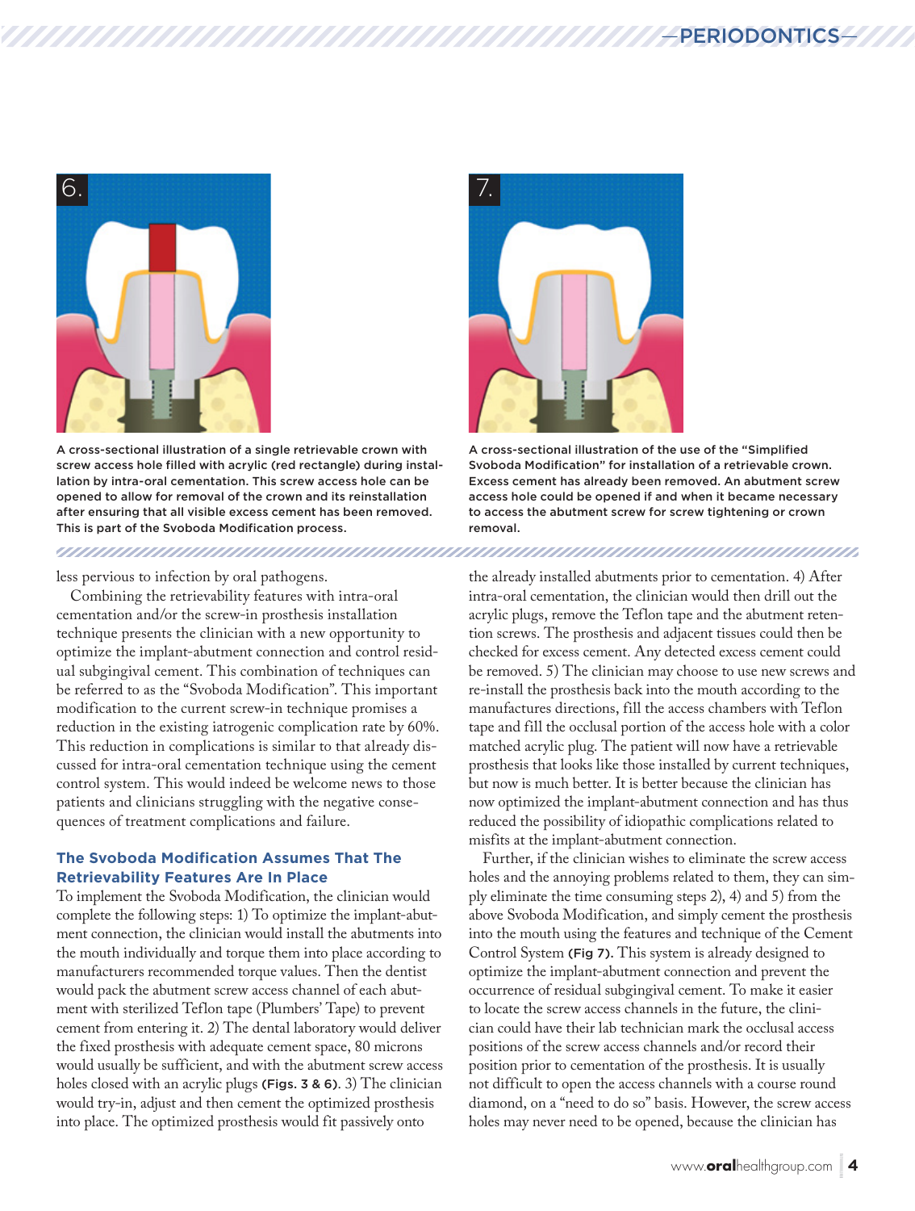A cross-sectional illustration of a single retrievable crown with screw access hole filled with acrylic (red rectangle) during installation by intra-oral cementation. This screw access hole can be opened to allow for removal of the crown and its reinstallation after ensuring that all visible excess cement has been removed. This is part of the Svoboda Modification process.

A cross-sectional illustration of the use of the "Simplified Svoboda Modification" for installation of a retrievable crown. Excess cement has already been removed. An abutment screw access hole could be opened if and when it became necessary to access the abutment screw for screw tightening or crown removal.

less pervious to infection by oral pathogens.

Combining the retrievability features with intra-oral cementation and/or the screw-in prosthesis installation technique presents the clinician with a new opportunity to optimize the implant-abutment connection and control residual subgingival cement. This combination of techniques can be referred to as the "Svoboda Modification". This important modification to the current screw-in technique promises a reduction in the existing iatrogenic complication rate by 60%. This reduction in complications is similar to that already discussed for intra-oral cementation technique using the cement control system. This would indeed be welcome news to those patients and clinicians struggling with the negative consequences of treatment complications and failure.

### The Svoboda Modification Assumes That The Retrievability Features Are In Place

To implement the Svoboda Modification, the clinician would complete the following steps: 1) To optimize the implant-abutment connection, the clinician would install the abutments into the mouth individually and torque them into place according to manufacturers recommended torque values. Then the dentist would pack the abutment screw access channel of each abutment with sterilized Teflon tape (Plumbers' Tape) to prevent cement from entering it. 2) The dental laboratory would deliver the fixed prosthesis with adequate cement space, 80 microns would usually be sufficient, and with the abutment screw access holes closed with an acrylic plugs **(Figs. 3 & 6)**. 3) The clinician would try-in, adjust and then cement the optimized prosthesis into place. The optimized prosthesis would fit passively onto the already installed abutments prior to cementation. 4) After intra-oral cementation, the clinician would then drill out the acrylic plugs, remove the Teflon tape and the abutment retention screws. The prosthesis and adjacent tissues could then be checked for excess cement. Any detected excess cement could be removed. 5) The clinician may choose to use new screws and re-install the prosthesis back into the mouth according to the manufacturers directions, fill the access chambers with Teflon tape and fill the occlusal portion of the access hole with a color matched acrylic plug. The patient will now have a retrievable prosthesis that looks like those installed by current techniques, but now is much better. It is better because the clinician has now optimized the implant-abutment connection and has thus reduced the possibility of idiopathic complications related to misfits at the implant-abutment connection.

Further, if the clinician wishes to eliminate the screw access holes and the annoying problems related to them, they can simply eliminate the time consuming steps 2), 4) and 5) from the above Svoboda Modification, and simply cement the prosthesis into the mouth using the features and technique of the Cement Control System **(Fig 7)**. This system is already designed to optimize the implant-abutment connection and prevent the occurrence of residual subgingival cement. To make it easier to locate the screw access channels in the future, the clinician could have their lab technician mark the occlusal access positions of the screw access channels and/or record their position prior to cementation of the prosthesis. It is usually not difficult to open the access channels with a course round diamond, on a "need to do so" basis. However, the screw access holes may never need to be opened, because the clinician has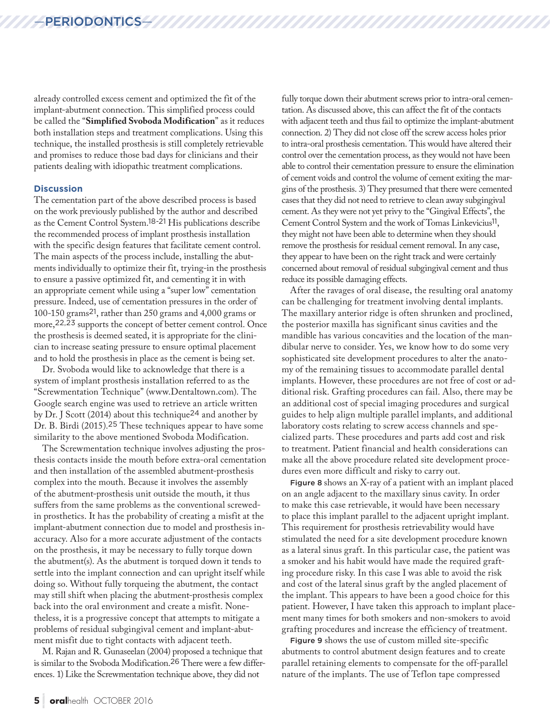already controlled excess cement and optimized the fit of the implant-abutment connection. This simplified process could be called the "**Simplified Svoboda Modification**" as it reduces both installation steps and treatment complications. Using this technique, the installed prosthesis is still completely retrievable and promises to reduce those bad days for clinicians and their patients dealing with idiopathic treatment complications.

### Discussion

The cementation part of the above described process is based on the work previously published by the author and described as the Cement Control System.[18-21] His publications describe the recommended process of implant prosthesis installation with the specific design features that facilitate cement control. The main aspects of the process include, installing the abutments individually to optimize their fit, trying-in the prosthesis to ensure a passive optimized fit, and cementing it in with an appropriate cement while using a "super low" cementation pressure. Indeed, use of cementation pressures in the order of 100-150 grams[21], rather than 250 grams and 4,000 grams or more,[22,23] supports the concept of better cement control. Once the prosthesis is deemed seated, it is appropriate for the clinician to increase seating pressure to ensure optimal placement and to hold the prosthesis in place as the cement is being set.

Dr. Svoboda would like to acknowledge that there is a system of implant prosthesis installation referred to as the "Screwmentation Technique" (www.Dentaltown.com). The Google search engine was used to retrieve an article written by Dr. J Scott (2014) about this technique[24] and another by Dr. B. Birdi (2015).[25] These techniques appear to have some similarity to the above mentioned Svoboda Modification.

The Screwmentation technique involves adjusting the prosthesis contacts inside the mouth before extra-oral cementation and then installation of the assembled abutment-prosthesis complex into the mouth. Because it involves the assembly of the abutment-prosthesis unit outside the mouth, it thus suffers from the same problems as the conventional screwed-in prosthetics. It has the probability of creating a misfit at the implant-abutment connection due to model and prosthesis inaccuracy. Also for a more accurate adjustment of the contacts on the prosthesis, it may be necessary to fully torque down the abutment(s). As the abutment is torqued down it tends to settle into the implant connection and can upright itself while doing so. Without fully torqueing the abutment, the contact may still shift when placing the abutment-prosthesis complex back into the oral environment and create a misfit. Nonetheless, it is a progressive concept that attempts to mitigate a problems of residual subgingival cement and implant-abutment misfit due to tight contacts with adjacent teeth.

M. Rajan and R. Gunaseelan (2004) proposed a technique that is similar to the Svoboda Modification.[26] There were a few differences. 1) Like the Screwmentation technique above, they did not fully torque down their abutment screws prior to intra-oral cementation. As discussed above, this can affect the fit of the contacts with adjacent teeth and thus fail to optimize the implant-abutment connection. 2) They did not close off the screw access holes prior to intra-oral prosthesis cementation. This would have altered their control over the cementation process, as they would not have been able to control their cementation pressure to ensure the elimination of cement voids and control the volume of cement exiting the margins of the prosthesis. 3) They presumed that there were cemented cases that they did not need to retrieve to clean away subgingival cement. As they were not yet privy to the "Gingival Effects", the Cement Control System and the work of Tomas Linkevicius[11], they might not have been able to determine when they should remove the prosthesis for residual cement removal. In any case, they appear to have been on the right track and were certainly concerned about removal of residual subgingival cement and thus reduce its possible damaging effects.

After the ravages of oral disease, the resulting oral anatomy can be challenging for treatment involving dental implants. The maxillary anterior ridge is often shrunken and proclined, the posterior maxilla has significant sinus cavities and the mandible has various concavities and the location of the mandibular nerve to consider. Yes, we know how to do some very sophisticated site development procedures to alter the anatomy of the remaining tissues to accommodate parallel dental implants. However, these procedures are not free of cost or additional risk. Grafting procedures can fail. Also, there may be an additional cost of special imaging procedures and surgical guides to help align multiple parallel implants, and additional laboratory costs relating to screw access channels and specialized parts. These procedures and parts add cost and risk to treatment. Patient financial and health considerations can make all the above procedure related site development procedures even more difficult and risky to carry out.

Figure 8 shows an X-ray of a patient with an implant placed on an angle adjacent to the maxillary sinus cavity. In order to make this case retrievable, it would have been necessary to place this implant parallel to the adjacent upright implant. This requirement for prosthesis retrievability would have stimulated the need for a site development procedure known as a lateral sinus graft. In this particular case, the patient was a smoker and his habit would have made the required grafting procedure risky. In this case I was able to avoid the risk and cost of the lateral sinus graft by the angled placement of the implant. This appears to have been a good choice for this patient. However, I have taken this approach to implant placement many times for both smokers and non-smokers to avoid grafting procedures and increase the efficiency of treatment.

Figure 9 shows the use of custom milled site-specific abutments to control abutment design features and to create parallel retaining elements to compensate for the off-parallel nature of the implants. The use of Teflon tape compressed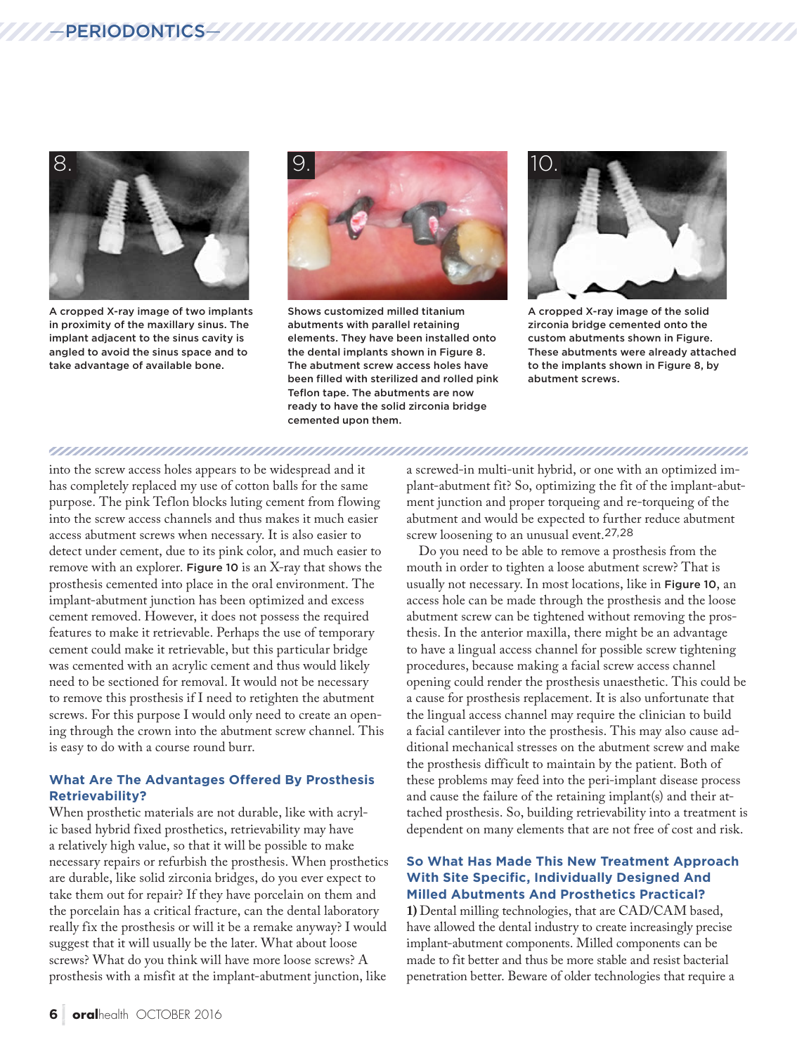A cropped X-ray image of two implants in proximity of the maxillary sinus. The implant adjacent to the sinus cavity is angled to avoid the sinus space and to take advantage of available bone.

Shows customized milled titanium abutments with parallel retaining elements. They have been installed onto the dental implants shown in Figure 8. The abutment screw access holes have been filled with sterilized and rolled pink Teflon tape. The abutments are now ready to have the solid zirconia bridge cemented upon them.

A cropped X-ray image of the solid zirconia bridge cemented onto the custom abutments shown in Figure. These abutments were already attached to the implants shown in Figure 8, by abutment screws.

into the screw access holes appears to be widespread and it has completely replaced my use of cotton balls for the same purpose. The pink Teflon blocks luting cement from flowing into the screw access channels and thus makes it much easier access abutment screws when necessary. It is also easier to detect under cement, due to its pink color, and much easier to remove with an explorer. Figure 10 is an X-ray that shows the prosthesis cemented into place in the oral environment. The implant-abutment junction has been optimized and excess cement removed. However, it does not possess the required features to make it retrievable. Perhaps the use of temporary cement could make it retrievable, but this particular bridge was cemented with an acrylic cement and thus would likely need to be sectioned for removal. It would not be necessary to remove this prosthesis if I need to retighten the abutment screws. For this purpose I would only need to create an opening through the crown into the abutment screw channel. This is easy to do with a course round burr.

### What Are The Advantages Offered By Prosthesis Retrievability?

When prosthetic materials are not durable, like with acrylic based hybrid fixed prosthetics, retrievability may have a relatively high value, so that it will be possible to make necessary repairs or refurbish the prosthesis. When prosthetics are durable, like solid zirconia bridges, do you ever expect to take them out for repair? If they have porcelain on them and the porcelain has a critical fracture, can the dental laboratory really fix the prosthesis or will it be a remake anyway? I would suggest that it will usually be the later. What about loose screws? What do you think will have more loose screws? A prosthesis with a misfit at the implant-abutment junction, like a screwed-in multi-unit hybrid, or one with an optimized implant-abutment fit? So, optimizing the fit of the implant-abutment junction and proper torqueing and re-torqueing of the abutment and would be expected to further reduce abutment screw loosening to an unusual event.[27,28]

Do you need to be able to remove a prosthesis from the mouth in order to tighten a loose abutment screw? That is usually not necessary. In most locations, like in Figure 10, an access hole can be made through the prosthesis and the loose abutment screw can be tightened without removing the prosthesis. In the anterior maxilla, there might be an advantage to have a lingual access channel for possible screw tightening procedures, because making a facial screw access channel opening could render the prosthesis unaesthetic. This could be a cause for prosthesis replacement. It is also unfortunate that the lingual access channel may require the clinician to build a facial cantilever into the prosthesis. This may also cause additional mechanical stresses on the abutment screw and make the prosthesis difficult to maintain by the patient. Both of these problems may feed into the peri-implant disease process and cause the failure of the retaining implant(s) and their attached prosthesis. So, building retrievability into a treatment is dependent on many elements that are not free of cost and risk.

### So What Has Made This New Treatment Approach With Site Specific, Individually Designed And Milled Abutments And Prosthetics Practical?

**1)** Dental milling technologies, that are CAD/CAM based, have allowed the dental industry to create increasingly precise implant-abutment components. Milled components can be made to fit better and thus be more stable and resist bacterial penetration better. Beware of older technologies that require a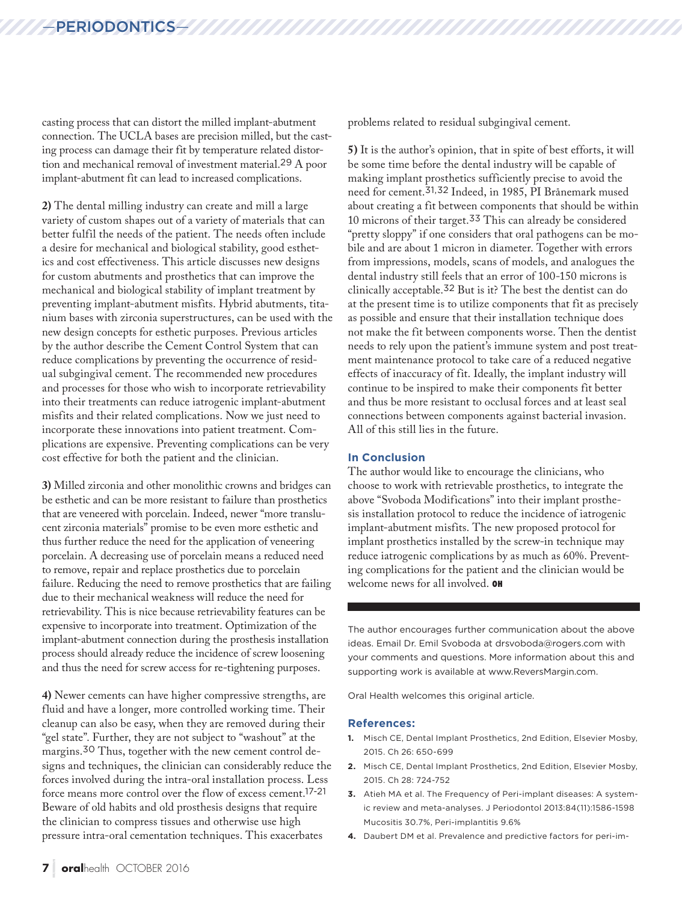casting process that can distort the milled implant-abutment connection. The UCLA bases are precision milled, but the casting process can damage their fit by temperature related distortion and mechanical removal of investment material.[29] A poor implant-abutment fit can lead to increased complications.

**2)** The dental milling industry can create and mill a large variety of custom shapes out of a variety of materials that can better fulfil the needs of the patient. The needs often include a desire for mechanical and biological stability, good esthetics and cost effectiveness. This article discusses new designs for custom abutments and prosthetics that can improve the mechanical and biological stability of implant treatment by preventing implant-abutment misfits. Hybrid abutments, titanium bases with zirconia superstructures, can be used with the new design concepts for esthetic purposes. Previous articles by the author describe the Cement Control System that can reduce complications by preventing the occurrence of residual subgingival cement. The recommended new procedures and processes for those who wish to incorporate retrievability into their treatments can reduce iatrogenic implant-abutment misfits and their related complications. Now we just need to incorporate these innovations into patient treatment. Complications are expensive. Preventing complications can be very cost effective for both the patient and the clinician.

**3)** Milled zirconia and other monolithic crowns and bridges can be esthetic and can be more resistant to failure than prosthetics that are veneered with porcelain. Indeed, newer "more translucent zirconia materials" promise to be even more esthetic and thus further reduce the need for the application of veneering porcelain. A decreasing use of porcelain means a reduced need to remove, repair and replace prosthetics due to porcelain failure. Reducing the need to remove prosthetics that are failing due to their mechanical weakness will reduce the need for retrievability. This is nice because retrievability features can be expensive to incorporate into treatment. Optimization of the implant-abutment connection during the prosthesis installation process should already reduce the incidence of screw loosening and thus the need for screw access for re-tightening purposes.

**4)** Newer cements can have higher compressive strengths, are fluid and have a longer, more controlled working time. Their cleanup can also be easy, when they are removed during their "gel state". Further, they are not subject to "washout" at the margins.[30] Thus, together with the new cement control designs and techniques, the clinician can considerably reduce the forces involved during the intra-oral installation process. Less force means more control over the flow of excess cement.[17-21] Beware of old habits and old prosthesis designs that require the clinician to compress tissues and otherwise use high pressure intra-oral cementation techniques. This exacerbates problems related to residual subgingival cement.

**5)** It is the author's opinion, that in spite of best efforts, it will be some time before the dental industry will be capable of making implant prosthetics sufficiently precise to avoid the need for cement.[31,32] Indeed, in 1985, PI Brånemark mused about creating a fit between components that should be within 10 microns of their target.[33] This can already be considered "pretty sloppy" if one considers that oral pathogens can be mobile and are about 1 micron in diameter. Together with errors from impressions, models, scans of models, and analogues the dental industry still feels that an error of 100-150 microns is clinically acceptable.[32] But is it? The best the dentist can do at the present time is to utilize components that fit as precisely as possible and ensure that their installation technique does not make the fit between components worse. Then the dentist needs to rely upon the patient's immune system and post treatment maintenance protocol to take care of a reduced negative effects of inaccuracy of fit. Ideally, the implant industry will continue to be inspired to make their components fit better and thus be more resistant to occlusal forces and at least seal connections between components against bacterial invasion. All of this still lies in the future.

### In Conclusion

The author would like to encourage the clinicians, who choose to work with retrievable prosthetics, to integrate the above "Svoboda Modifications" into their implant prosthesis installation protocol to reduce the incidence of iatrogenic implant-abutment misfits. The new proposed protocol for implant prosthetics installed by the screw-in technique may reduce iatrogenic complications by as much as 60%. Preventing complications for the patient and the clinician would be welcome news for all involved. **OH**

The author encourages further communication about the above ideas. Email Dr. Emil Svoboda at drsvoboda@rogers.com with your comments and questions. More information about this and supporting work is available at www.ReversMargin.com.

Oral Health welcomes this original article.

### References:

1. Misch CE, Dental Implant Prosthetics, 2nd Edition, Elsevier Mosby, 2015. Ch 26: 650-699
2. Misch CE, Dental Implant Prosthetics, 2nd Edition, Elsevier Mosby, 2015. Ch 28: 724-752
3. Atieh MA et al. The Frequency of Peri-implant diseases: A systemic review and meta-analyses. J Periodontol 2013:84(11):1586-1598 Mucositis 30.7%, Peri-implantitis 9.6%
4. Daubert DM et al. Prevalence and predictive factors for peri-im-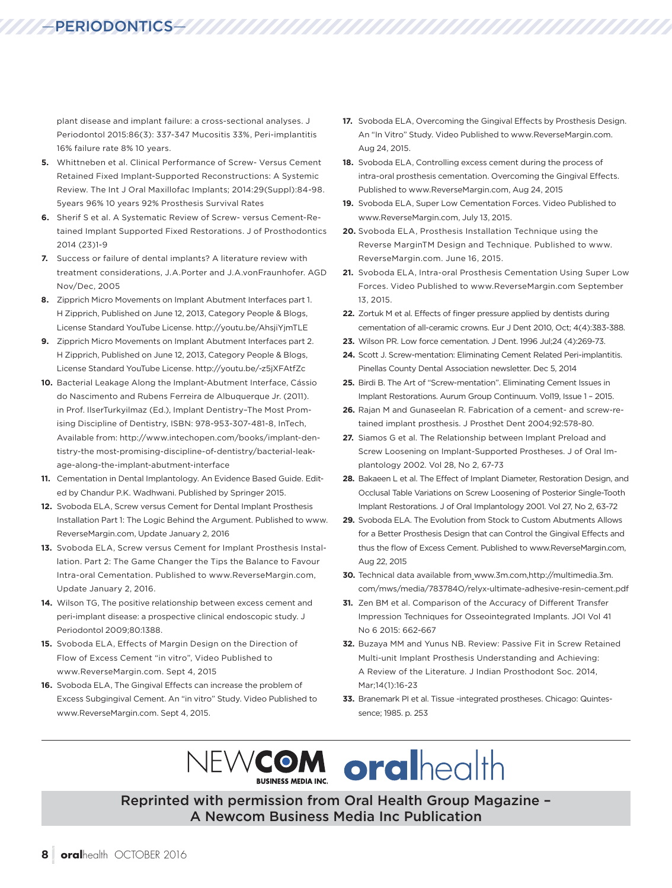plant disease and implant failure: a cross-sectional analyses. J Periodontol 2015:86(3): 337-347 Mucositis 33%, Peri-implantitis 16% failure rate 8% 10 years.

5. Whittneben et al. Clinical Performance of Screw- Versus Cement Retained Fixed Implant-Supported Reconstructions: A Systemic Review. The Int J Oral Maxillofac Implants; 2014:29(Suppl):84-98. 5years 96% 10 years 92% Prosthesis Survival Rates
6. Sherif S et al. A Systematic Review of Screw- versus Cement-Retained Implant Supported Fixed Restorations. J of Prosthodontics 2014 (23)1-9
7. Success or failure of dental implants? A literature review with treatment considerations, J.A.Porter and J.A.vonFraunhofer. AGD Nov/Dec, 2005
8. Zipprich Micro Movements on Implant Abutment Interfaces part 1. H Zipprich, Published on June 12, 2013, Category People & Blogs, License Standard YouTube License. http://youtu.be/AhsjiYjmTLE
9. Zipprich Micro Movements on Implant Abutment Interfaces part 2. H Zipprich, Published on June 12, 2013, Category People & Blogs, License Standard YouTube License. http://youtu.be/-z5jXFAtfZc
10. Bacterial Leakage Along the Implant-Abutment Interface, Cássio do Nascimento and Rubens Ferreira de Albuquerque Jr. (2011). in Prof. IlserTurkyilmaz (Ed.), Implant Dentistry–The Most Promising Discipline of Dentistry, ISBN: 978-953-307-481-8, InTech, Available from: http://www.intechopen.com/books/implant-dentistry-the-most-promising-discipline-of-dentistry/bacterial-leakage-along-the-implant-abutment-interface
11. Cementation in Dental Implantology. An Evidence Based Guide. Edited by Chandur P.K. Wadhwani. Published by Springer 2015.
12. Svoboda ELA, Screw versus Cement for Dental Implant Prosthesis Installation Part 1: The Logic Behind the Argument. Published to www.ReverseMargin.com, Update January 2, 2016
13. Svoboda ELA, Screw versus Cement for Implant Prosthesis Installation. Part 2: The Game Changer the Tips the Balance to Favour Intra-oral Cementation. Published to www.ReverseMargin.com, Update January 2, 2016.
14. Wilson TG, The positive relationship between excess cement and peri-implant disease: a prospective clinical endoscopic study. J Periodontol 2009;80:1388.
15. Svoboda ELA, Effects of Margin Design on the Direction of Flow of Excess Cement "in vitro", Video Published to www.ReverseMargin.com. Sept 4, 2015
16. Svoboda ELA, The Gingival Effects can increase the problem of Excess Subgingival Cement. An "in vitro" Study. Video Published to www.ReverseMargin.com. Sept 4, 2015.
17. Svoboda ELA, Overcoming the Gingival Effects by Prosthesis Design. An "In Vitro" Study. Video Published to www.ReverseMargin.com. Aug 24, 2015.
18. Svoboda ELA, Controlling excess cement during the process of intra-oral prosthesis cementation. Overcoming the Gingival Effects. Published to www.ReverseMargin.com, Aug 24, 2015
19. Svoboda ELA, Super Low Cementation Forces. Video Published to www.ReverseMargin.com, July 13, 2015.
20. Svoboda ELA, Prosthesis Installation Technique using the Reverse MarginTM Design and Technique. Published to www.ReverseMargin.com. June 16, 2015.
21. Svoboda ELA, Intra-oral Prosthesis Cementation Using Super Low Forces. Video Published to www.ReverseMargin.com September 13, 2015.
22. Zortuk M et al. Effects of finger pressure applied by dentists during cementation of all-ceramic crowns. Eur J Dent 2010, Oct; 4(4):383-388.
23. Wilson PR. Low force cementation. J Dent. 1996 Jul;24 (4):269-73.
24. Scott J. Screw-mentation: Eliminating Cement Related Peri-implantitis. Pinellas County Dental Association newsletter. Dec 5, 2014
25. Birdi B. The Art of "Screw-mentation". Eliminating Cement Issues in Implant Restorations. Aurum Group Continuum. Vol19, Issue 1 – 2015.
26. Rajan M and Gunaseelan R. Fabrication of a cement- and screw-retained implant prosthesis. J Prosthet Dent 2004;92:578-80.
27. Siamos G et al. The Relationship between Implant Preload and Screw Loosening on Implant-Supported Prostheses. J of Oral Implantology 2002. Vol 28, No 2, 67-73
28. Bakaeen L et al. The Effect of Implant Diameter, Restoration Design, and Occlusal Table Variations on Screw Loosening of Posterior Single-Tooth Implant Restorations. J of Oral Implantology 2001. Vol 27, No 2, 63-72
29. Svoboda ELA. The Evolution from Stock to Custom Abutments Allows for a Better Prosthesis Design that can Control the Gingival Effects and thus the flow of Excess Cement. Published to www.ReverseMargin.com, Aug 22, 2015
30. Technical data available from www.3m.com,http://multimedia.3m.com/mws/media/783784O/relyx-ultimate-adhesive-resin-cement.pdf
31. Zen BM et al. Comparison of the Accuracy of Different Transfer Impression Techniques for Osseointegrated Implants. JOI Vol 41 No 6 2015: 662-667
32. Buzaya MM and Yunus NB. Review: Passive Fit in Screw Retained Multi-unit Implant Prosthesis Understanding and Achieving: A Review of the Literature. J Indian Prosthodont Soc. 2014, Mar;14(1):16-23
33. Branemark PI et al. Tissue -integrated prostheses. Chicago: Quintessence; 1985. p. 253

NEWCOM BUSINESS MEDIA INC. oralhealth

Reprinted with permission from Oral Health Group Magazine – A Newcom Business Media Inc Publication